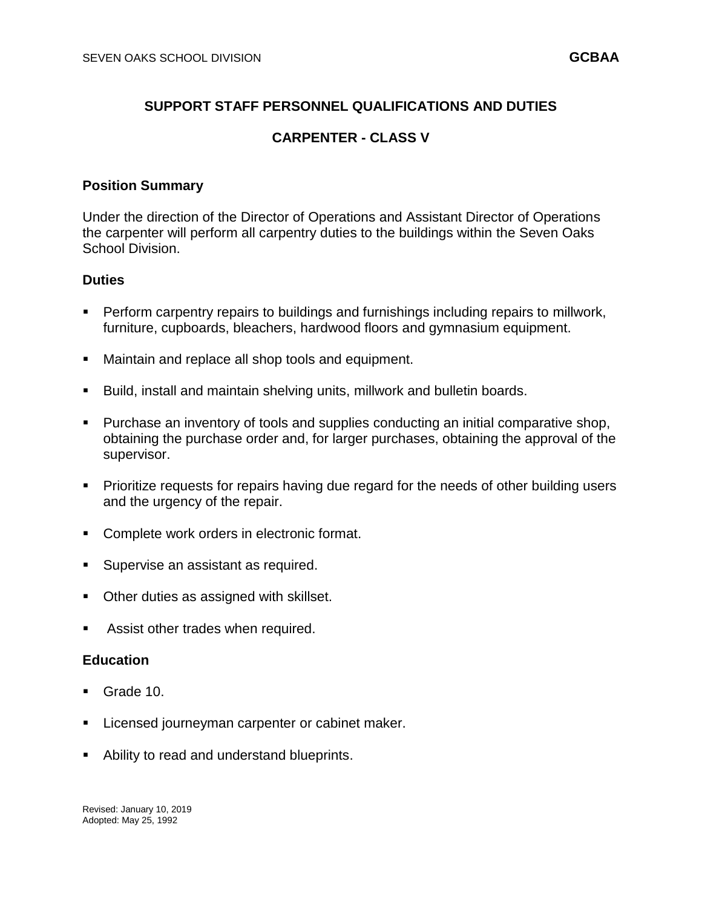# SUPPORT STAFF PERSONNEL QUALIFICATIONS AND DUTIES

## CARPENTER - CLASS V

### Position Summary

Under the direction of the Director of Operations and Assistant Director of Operations the carpenter will perform all carpentry duties to the buildings within the Seven Oaks School Division.

### Duties

- Perform carpentry repairs to buildings and furnishings including repairs to millwork, furniture, cupboards, bleachers, hardwood floors and gymnasium equipment.
- Maintain and replace all shop tools and equipment.
- Build, install and maintain shelving units, millwork and bulletin boards.
- Purchase an inventory of tools and supplies conducting an initial comparative shop, obtaining the purchase order and, for larger purchases, obtaining the approval of the supervisor.
- Prioritize requests for repairs having due regard for the needs of other building users and the urgency of the repair.
- Complete work orders in electronic format.
- Supervise an assistant as required.
- Other duties as assigned with skillset.
- Assist other trades when required.

### Education

- Grade 10.
- Licensed journeyman carpenter or cabinet maker.
- Ability to read and understand blueprints.

Revised: January 10, 2019
Adopted: May 25, 1992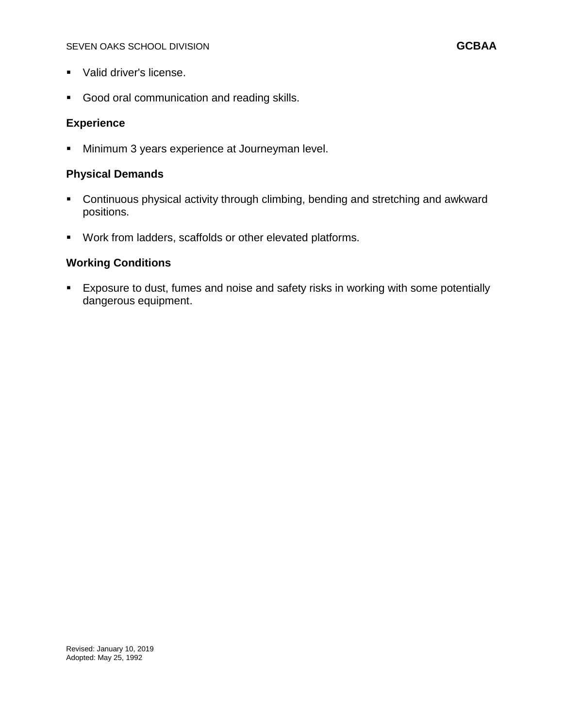- Valid driver's license.

- Good oral communication and reading skills.

### Experience

- Minimum 3 years experience at Journeyman level.

### Physical Demands

- Continuous physical activity through climbing, bending and stretching and awkward positions.

- Work from ladders, scaffolds or other elevated platforms.

### Working Conditions

- Exposure to dust, fumes and noise and safety risks in working with some potentially dangerous equipment.

Revised: January 10, 2019
Adopted: May 25, 1992